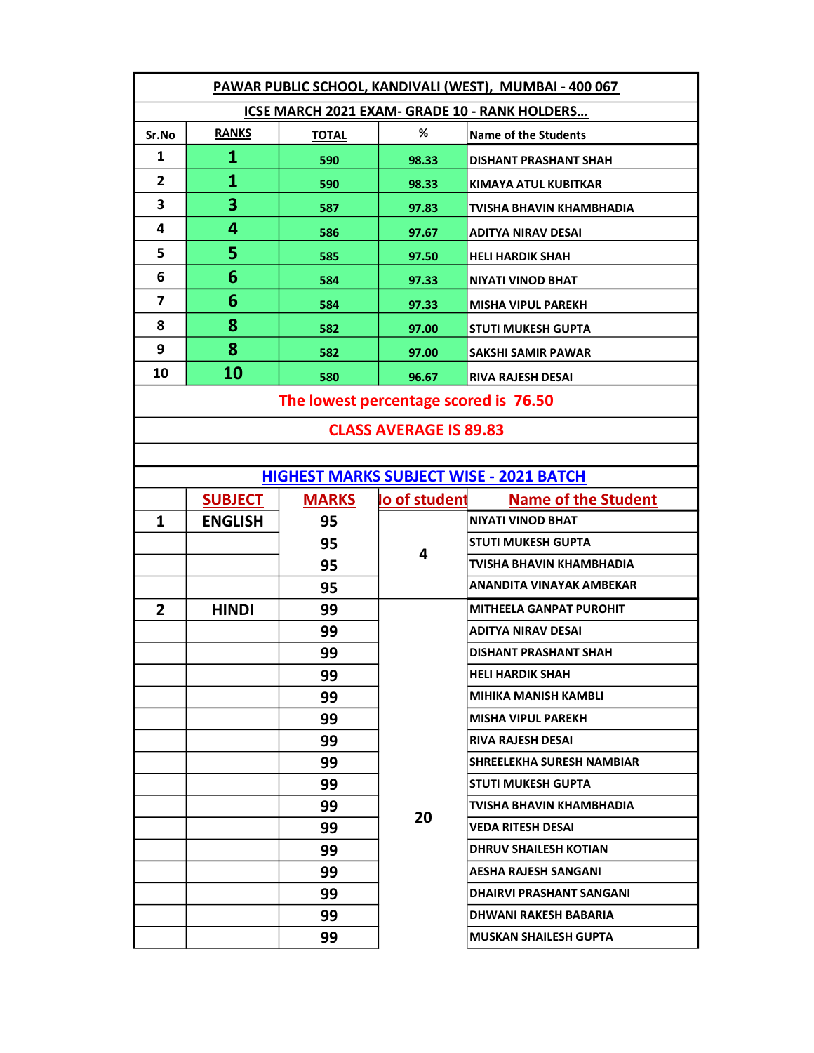## PAWAR PUBLIC SCHOOL, KANDIVALI (WEST), MUMBAI - 400 067

### ICSE MARCH 2021 EXAM- GRADE 10 - RANK HOLDERS...

| Sr.No | RANKS | TOTAL | % | Name of the Students |
|---|---|---|---|---|
| 1 | 1 | 590 | 98.33 | DISHANT PRASHANT SHAH |
| 2 | 1 | 590 | 98.33 | KIMAYA ATUL KUBITKAR |
| 3 | 3 | 587 | 97.83 | TVISHA BHAVIN KHAMBHADIA |
| 4 | 4 | 586 | 97.67 | ADITYA NIRAV DESAI |
| 5 | 5 | 585 | 97.50 | HELI HARDIK SHAH |
| 6 | 6 | 584 | 97.33 | NIYATI VINOD BHAT |
| 7 | 6 | 584 | 97.33 | MISHA VIPUL PAREKH |
| 8 | 8 | 582 | 97.00 | STUTI MUKESH GUPTA |
| 9 | 8 | 582 | 97.00 | SAKSHI SAMIR PAWAR |
| 10 | 10 | 580 | 96.67 | RIVA RAJESH DESAI |

**The lowest percentage scored is 76.50**

**CLASS AVERAGE IS 89.83**

### HIGHEST MARKS SUBJECT WISE - 2021 BATCH

| | SUBJECT | MARKS | No of student | Name of the Student |
|---|---|---|---|---|
| 1 | ENGLISH | 95 | 4 | NIYATI VINOD BHAT |
| | | 95 | | STUTI MUKESH GUPTA |
| | | 95 | | TVISHA BHAVIN KHAMBHADIA |
| | | 95 | | ANANDITA VINAYAK AMBEKAR |
| 2 | HINDI | 99 | 20 | MITHEELA GANPAT PUROHIT |
| | | 99 | | ADITYA NIRAV DESAI |
| | | 99 | | DISHANT PRASHANT SHAH |
| | | 99 | | HELI HARDIK SHAH |
| | | 99 | | MIHIKA MANISH KAMBLI |
| | | 99 | | MISHA VIPUL PAREKH |
| | | 99 | | RIVA RAJESH DESAI |
| | | 99 | | SHREELEKHA SURESH NAMBIAR |
| | | 99 | | STUTI MUKESH GUPTA |
| | | 99 | | TVISHA BHAVIN KHAMBHADIA |
| | | 99 | | VEDA RITESH DESAI |
| | | 99 | | DHRUV SHAILESH KOTIAN |
| | | 99 | | AESHA RAJESH SANGANI |
| | | 99 | | DHAIRVI PRASHANT SANGANI |
| | | 99 | | DHWANI RAKESH BABARIA |
| | | 99 | | MUSKAN SHAILESH GUPTA |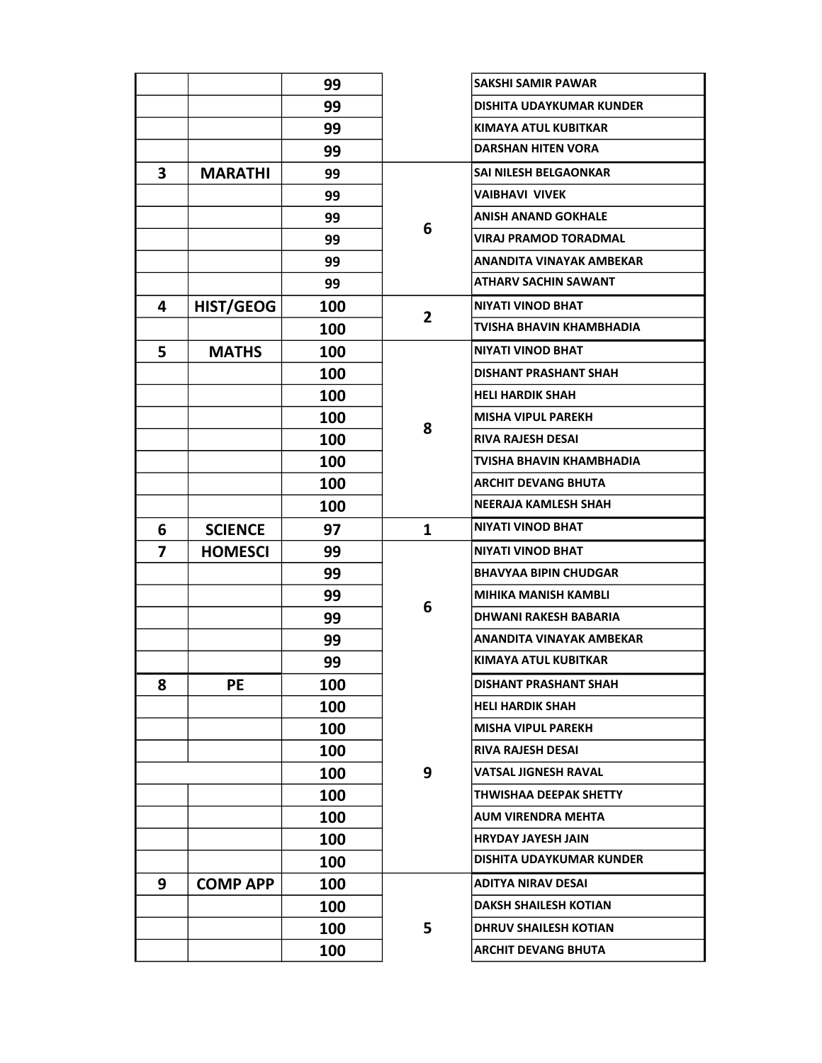| | | | | |
|---|---|---|---|---|
| | | 99 | | SAKSHI SAMIR PAWAR |
| | | 99 | | DISHITA UDAYKUMAR KUNDER |
| | | 99 | | KIMAYA ATUL KUBITKAR |
| | | 99 | | DARSHAN HITEN VORA |
| 3 | MARATHI | 99 | 6 | SAI NILESH BELGAONKAR |
| | | 99 | | VAIBHAVI VIVEK |
| | | 99 | | ANISH ANAND GOKHALE |
| | | 99 | | VIRAJ PRAMOD TORADMAL |
| | | 99 | | ANANDITA VINAYAK AMBEKAR |
| | | 99 | | ATHARV SACHIN SAWANT |
| 4 | HIST/GEOG | 100 | 2 | NIYATI VINOD BHAT |
| | | 100 | | TVISHA BHAVIN KHAMBHADIA |
| 5 | MATHS | 100 | 8 | NIYATI VINOD BHAT |
| | | 100 | | DISHANT PRASHANT SHAH |
| | | 100 | | HELI HARDIK SHAH |
| | | 100 | | MISHA VIPUL PAREKH |
| | | 100 | | RIVA RAJESH DESAI |
| | | 100 | | TVISHA BHAVIN KHAMBHADIA |
| | | 100 | | ARCHIT DEVANG BHUTA |
| | | 100 | | NEERAJA KAMLESH SHAH |
| 6 | SCIENCE | 97 | 1 | NIYATI VINOD BHAT |
| 7 | HOMESCI | 99 | 6 | NIYATI VINOD BHAT |
| | | 99 | | BHAVYAA BIPIN CHUDGAR |
| | | 99 | | MIHIKA MANISH KAMBLI |
| | | 99 | | DHWANI RAKESH BABARIA |
| | | 99 | | ANANDITA VINAYAK AMBEKAR |
| | | 99 | | KIMAYA ATUL KUBITKAR |
| 8 | PE | 100 | 9 | DISHANT PRASHANT SHAH |
| | | 100 | | HELI HARDIK SHAH |
| | | 100 | | MISHA VIPUL PAREKH |
| | | 100 | | RIVA RAJESH DESAI |
| | | 100 | | VATSAL JIGNESH RAVAL |
| | | 100 | | THWISHAA DEEPAK SHETTY |
| | | 100 | | AUM VIRENDRA MEHTA |
| | | 100 | | HRYDAY JAYESH JAIN |
| | | 100 | | DISHITA UDAYKUMAR KUNDER |
| 9 | COMP APP | 100 | 5 | ADITYA NIRAV DESAI |
| | | 100 | | DAKSH SHAILESH KOTIAN |
| | | 100 | | DHRUV SHAILESH KOTIAN |
| | | 100 | | ARCHIT DEVANG BHUTA |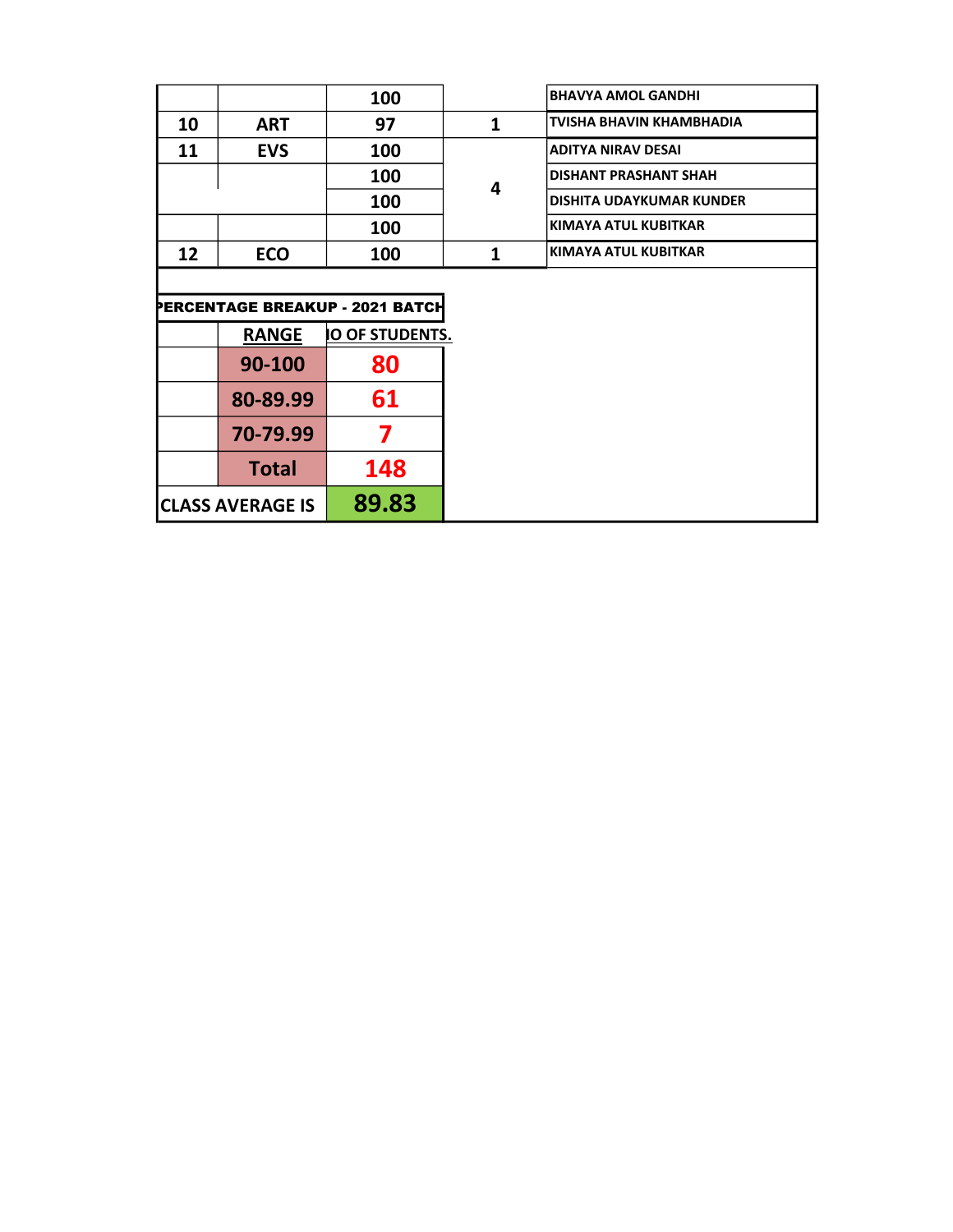| | | | | |
|---|---|---|---|---|
| | | 100 | | BHAVYA AMOL GANDHI |
| 10 | ART | 97 | 1 | TVISHA BHAVIN KHAMBHADIA |
| 11 | EVS | 100 | 4 | ADITYA NIRAV DESAI |
| | | 100 | | DISHANT PRASHANT SHAH |
| | | 100 | | DISHITA UDAYKUMAR KUNDER |
| | | 100 | | KIMAYA ATUL KUBITKAR |
| 12 | ECO | 100 | 1 | KIMAYA ATUL KUBITKAR |

**PERCENTAGE BREAKUP - 2021 BATCH**

| RANGE | NO OF STUDENTS. |
|---|---|
| 90-100 | 80 |
| 80-89.99 | 61 |
| 70-79.99 | 7 |
| Total | 148 |
| CLASS AVERAGE IS | 89.83 |